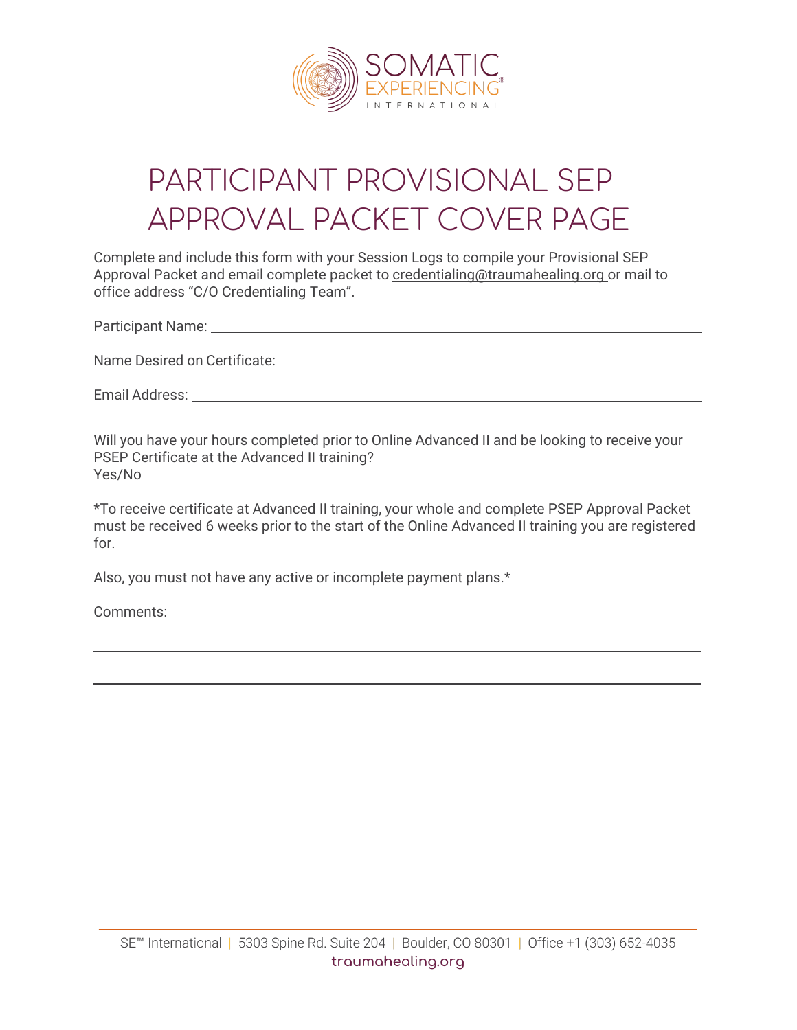# PARTICIPANT PROVISIONAL SEP APPROVAL PACKET COVER PAGE

Complete and include this form with your Session Logs to compile your Provisional SEP Approval Packet and email complete packet to credentialing@traumahealing.org or mail to office address "C/O Credentialing Team".

Participant Name: ____________________

Name Desired on Certificate: ____________________

Email Address: ____________________

Will you have your hours completed prior to Online Advanced II and be looking to receive your PSEP Certificate at the Advanced II training?
Yes/No

*To receive certificate at Advanced II training, your whole and complete PSEP Approval Packet must be received 6 weeks prior to the start of the Online Advanced II training you are registered for.

Also, you must not have any active or incomplete payment plans.*

Comments:

____________________

____________________

____________________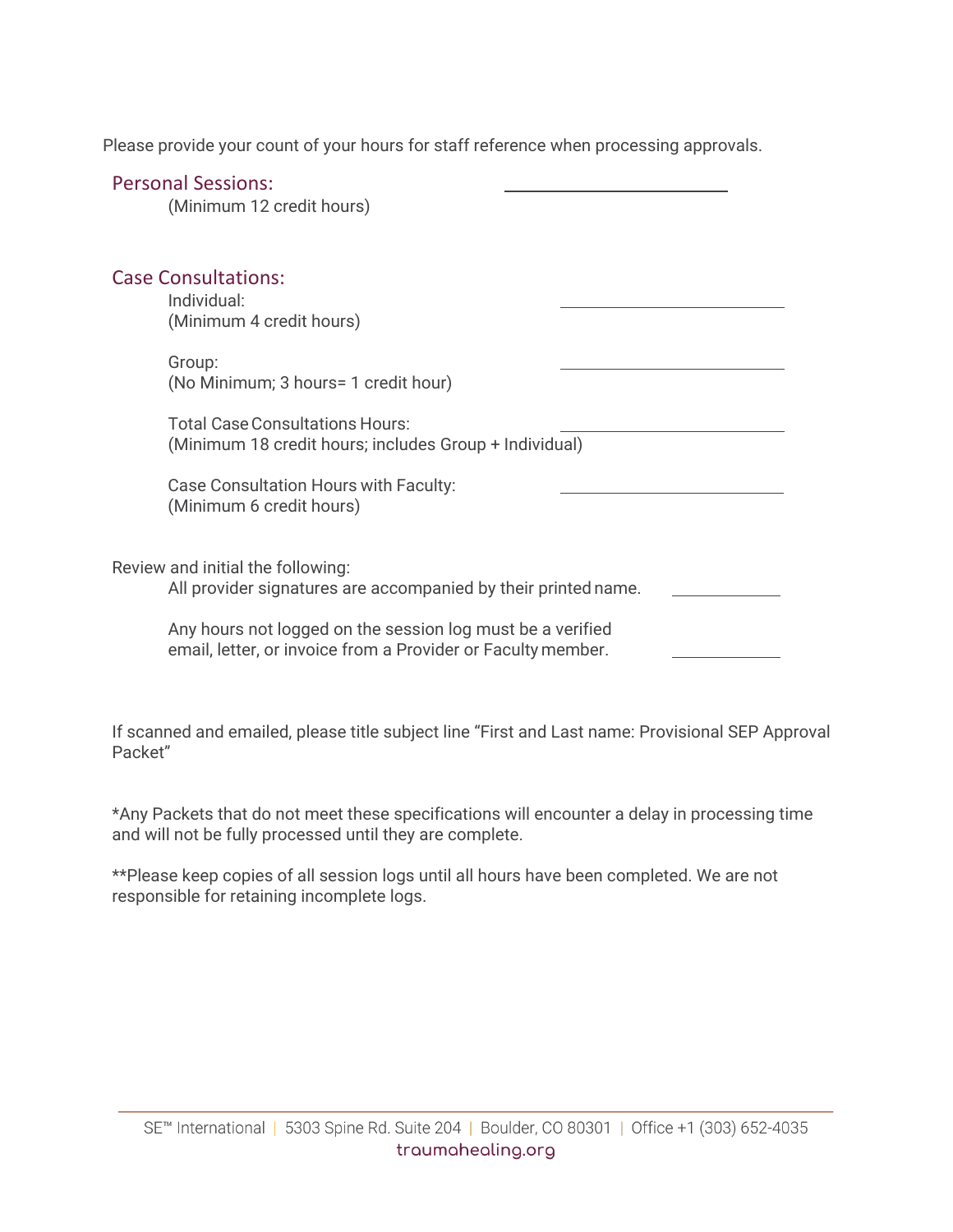Please provide your count of your hours for staff reference when processing approvals.

## Personal Sessions: \_\_\_\_\_\_\_\_\_\_\_\_\_\_\_\_\_\_\_\_

(Minimum 12 credit hours)

## Case Consultations:

Individual: \_\_\_\_\_\_\_\_\_\_\_\_\_\_\_\_\_\_\_\_
(Minimum 4 credit hours)

Group: \_\_\_\_\_\_\_\_\_\_\_\_\_\_\_\_\_\_\_\_
(No Minimum; 3 hours= 1 credit hour)

Total Case Consultations Hours: \_\_\_\_\_\_\_\_\_\_\_\_\_\_\_\_\_\_\_\_
(Minimum 18 credit hours; includes Group + Individual)

Case Consultation Hours with Faculty: \_\_\_\_\_\_\_\_\_\_\_\_\_\_\_\_\_\_\_\_
(Minimum 6 credit hours)

Review and initial the following:

All provider signatures are accompanied by their printed name. \_\_\_\_\_\_\_\_\_\_

Any hours not logged on the session log must be a verified email, letter, or invoice from a Provider or Faculty member. \_\_\_\_\_\_\_\_\_\_

If scanned and emailed, please title subject line "First and Last name: Provisional SEP Approval Packet"

*Any Packets that do not meet these specifications will encounter a delay in processing time and will not be fully processed until they are complete.

**Please keep copies of all session logs until all hours have been completed. We are not responsible for retaining incomplete logs.